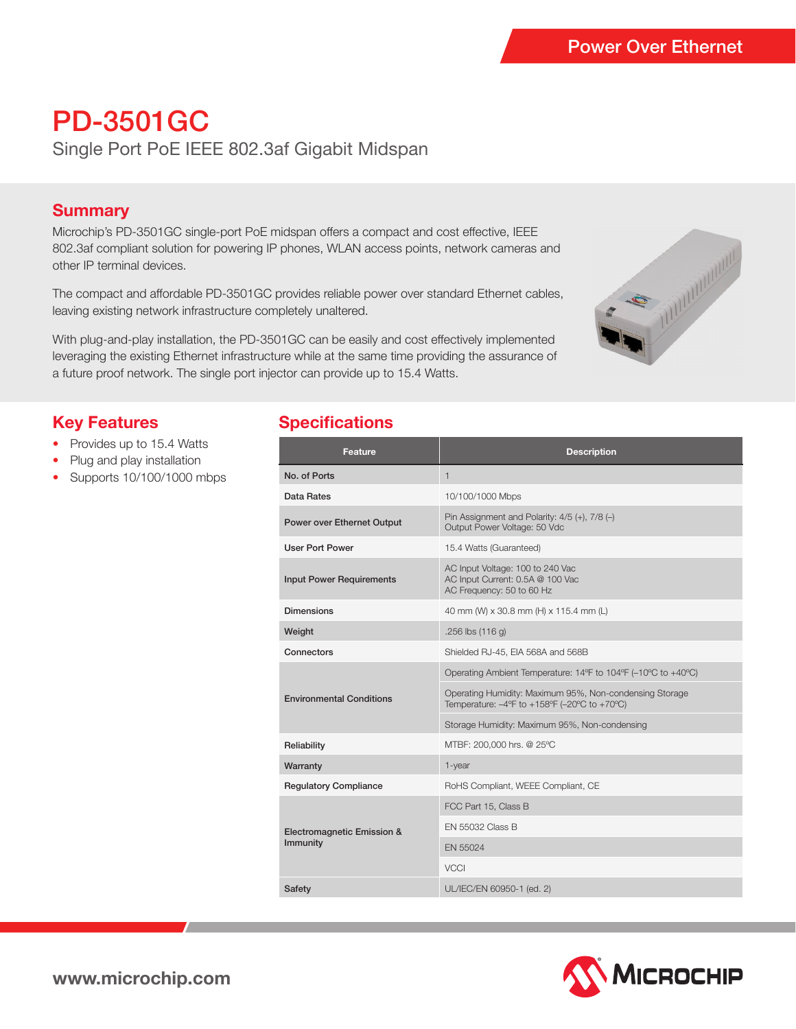Power Over Ethernet

# PD-3501GC

Single Port PoE IEEE 802.3af Gigabit Midspan

## Summary

Microchip's PD-3501GC single-port PoE midspan offers a compact and cost effective, IEEE 802.3af compliant solution for powering IP phones, WLAN access points, network cameras and other IP terminal devices.

The compact and affordable PD-3501GC provides reliable power over standard Ethernet cables, leaving existing network infrastructure completely unaltered.

With plug-and-play installation, the PD-3501GC can be easily and cost effectively implemented leveraging the existing Ethernet infrastructure while at the same time providing the assurance of a future proof network. The single port injector can provide up to 15.4 Watts.

## Key Features

- Provides up to 15.4 Watts
- Plug and play installation
- Supports 10/100/1000 mbps

## Specifications

| Feature | Description |
|---|---|
| No. of Ports | 1 |
| Data Rates | 10/100/1000 Mbps |
| Power over Ethernet Output | Pin Assignment and Polarity: 4/5 (+), 7/8 (–)<br>Output Power Voltage: 50 Vdc |
| User Port Power | 15.4 Watts (Guaranteed) |
| Input Power Requirements | AC Input Voltage: 100 to 240 Vac<br>AC Input Current: 0.5A @ 100 Vac<br>AC Frequency: 50 to 60 Hz |
| Dimensions | 40 mm (W) x 30.8 mm (H) x 115.4 mm (L) |
| Weight | .256 lbs (116 g) |
| Connectors | Shielded RJ-45, EIA 568A and 568B |
| Environmental Conditions | Operating Ambient Temperature: 14ºF to 104ºF (–10ºC to +40ºC) |
| | Operating Humidity: Maximum 95%, Non-condensing Storage Temperature: –4ºF to +158ºF (–20ºC to +70ºC) |
| | Storage Humidity: Maximum 95%, Non-condensing |
| Reliability | MTBF: 200,000 hrs. @ 25ºC |
| Warranty | 1-year |
| Regulatory Compliance | RoHS Compliant, WEEE Compliant, CE |
| Electromagnetic Emission & Immunity | FCC Part 15, Class B |
| | EN 55032 Class B |
| | EN 55024 |
| | VCCI |
| Safety | UL/IEC/EN 60950-1 (ed. 2) |

www.microchip.com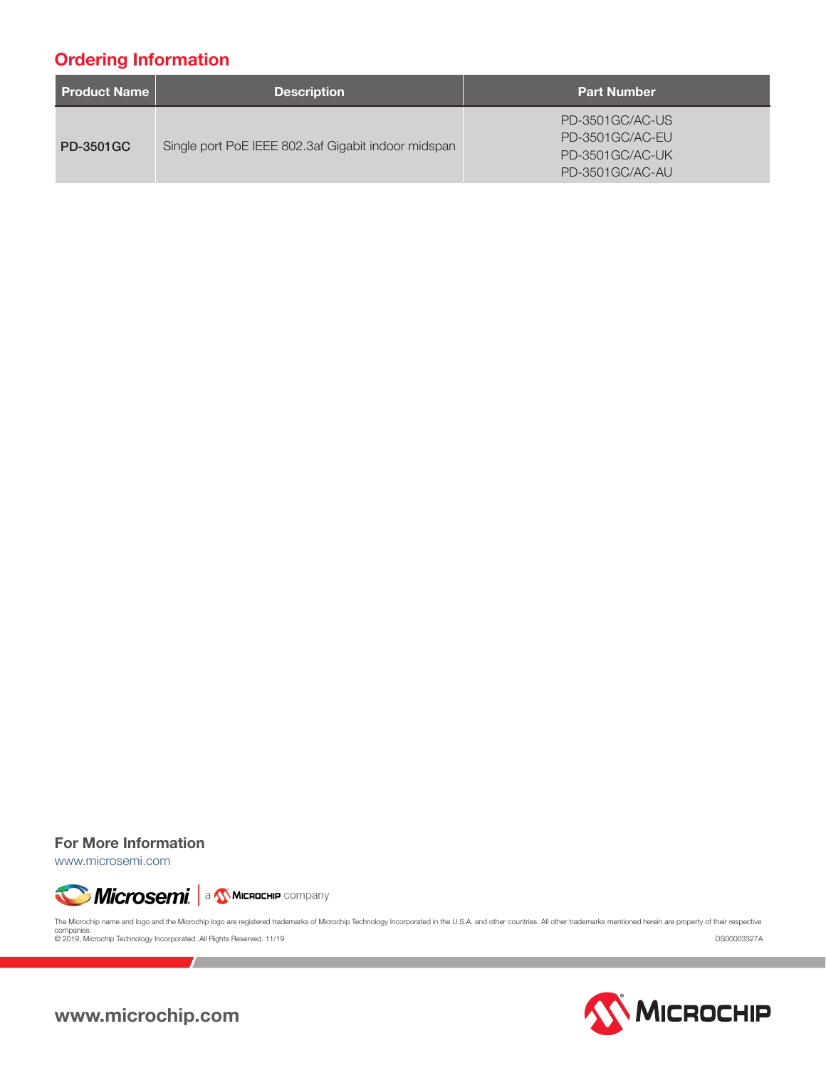## Ordering Information

| Product Name | Description | Part Number |
|---|---|---|
| **PD-3501GC** | Single port PoE IEEE 802.3af Gigabit indoor midspan | PD-3501GC/AC-US<br>PD-3501GC/AC-EU<br>PD-3501GC/AC-UK<br>PD-3501GC/AC-AU |

**For More Information**

www.microsemi.com

Microsemi | a Microchip company

The Microchip name and logo and the Microchip logo are registered trademarks of Microchip Technology Incorporated in the U.S.A. and other countries. All other trademarks mentioned herein are property of their respective companies.
© 2019, Microchip Technology Incorporated. All Rights Reserved. 11/19

DS00003327A

**www.microchip.com**